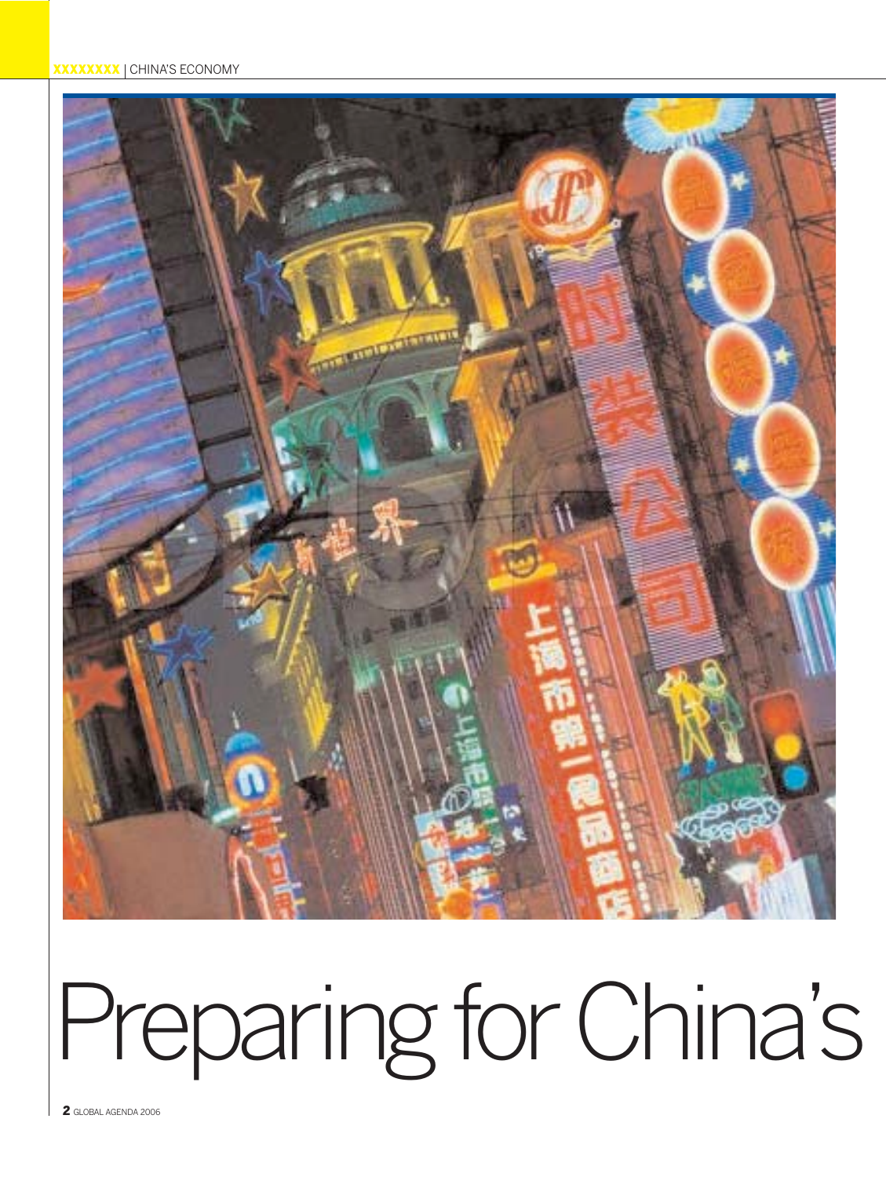# Preparing for China's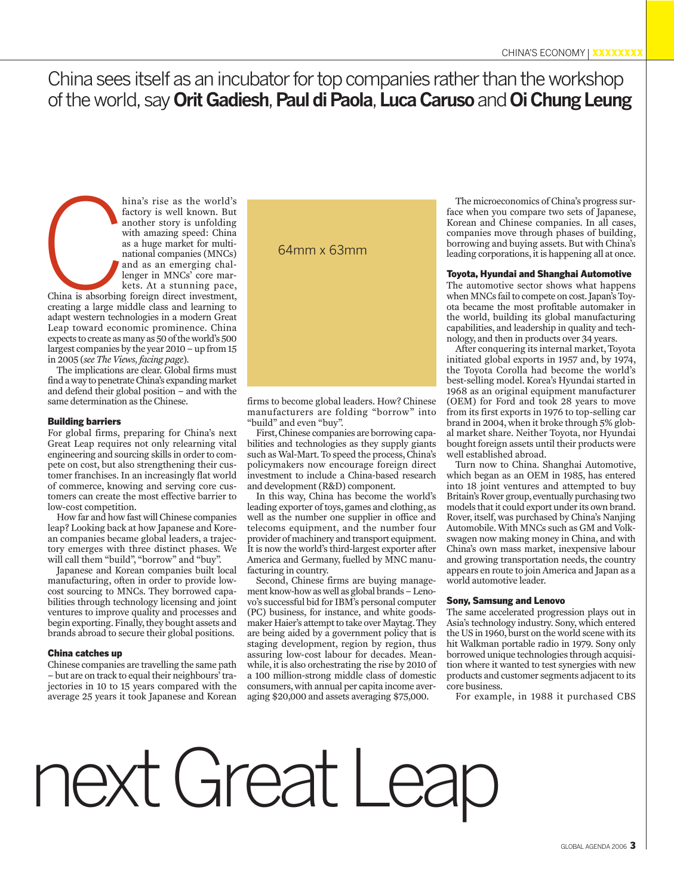China sees itself as an incubator for top companies rather than the workshop of the world, say **Orit Gadiesh**, **Paul di Paola**, **Luca Caruso** and **Oi Chung Leung**

# next Great Leap

China's rise as the world's factory is well known. But another story is unfolding with amazing speed: China as a huge market for multinational companies (MNCs) and as an emerging challenger in MNCs' core markets. At a stunning pace, China is absorbing foreign direct investment, creating a large middle class and learning to adapt western technologies in a modern Great Leap toward economic prominence. China expects to create as many as 50 of the world's 500 largest companies by the year 2010 – up from 15 in 2005 (*see The Views, facing page*).

The implications are clear. Global firms must find a way to penetrate China's expanding market and defend their global position – and with the same determination as the Chinese.

#### Building barriers

For global firms, preparing for China's next Great Leap requires not only relearning vital engineering and sourcing skills in order to compete on cost, but also strengthening their customer franchises. In an increasingly flat world of commerce, knowing and serving core customers can create the most effective barrier to low-cost competition.

How far and how fast will Chinese companies leap? Looking back at how Japanese and Korean companies became global leaders, a trajectory emerges with three distinct phases. We will call them "build", "borrow" and "buy".

Japanese and Korean companies built local manufacturing, often in order to provide low-cost sourcing to MNCs. They borrowed capabilities through technology licensing and joint ventures to improve quality and processes and begin exporting. Finally, they bought assets and brands abroad to secure their global positions.

#### China catches up

Chinese companies are travelling the same path – but are on track to equal their neighbours' trajectories in 10 to 15 years compared with the average 25 years it took Japanese and Korean firms to become global leaders. How? Chinese manufacturers are folding "borrow" into "build" and even "buy".

First, Chinese companies are borrowing capabilities and technologies as they supply giants such as Wal-Mart. To speed the process, China's policymakers now encourage foreign direct investment to include a China-based research and development (R&D) component.

In this way, China has become the world's leading exporter of toys, games and clothing, as well as the number one supplier in office and telecoms equipment, and the number four provider of machinery and transport equipment. It is now the world's third-largest exporter after America and Germany, fuelled by MNC manufacturing in country.

Second, Chinese firms are buying management know-how as well as global brands – Lenovo's successful bid for IBM's personal computer (PC) business, for instance, and white goods-maker Haier's attempt to take over Maytag. They are being aided by a government policy that is staging development, region by region, thus assuring low-cost labour for decades. Meanwhile, it is also orchestrating the rise by 2010 of a 100 million-strong middle class of domestic consumers, with annual per capita income averaging $20,000 and assets averaging $75,000.

The microeconomics of China's progress surface when you compare two sets of Japanese, Korean and Chinese companies. In all cases, companies move through phases of building, borrowing and buying assets. But with China's leading corporations, it is happening all at once.

#### Toyota, Hyundai and Shanghai Automotive

The automotive sector shows what happens when MNCs fail to compete on cost. Japan's Toyota became the most profitable automaker in the world, building its global manufacturing capabilities, and leadership in quality and technology, and then in products over 34 years.

After conquering its internal market, Toyota initiated global exports in 1957 and, by 1974, the Toyota Corolla had become the world's best-selling model. Korea's Hyundai started in 1968 as an original equipment manufacturer (OEM) for Ford and took 28 years to move from its first exports in 1976 to top-selling car brand in 2004, when it broke through 5% global market share. Neither Toyota, nor Hyundai bought foreign assets until their products were well established abroad.

Turn now to China. Shanghai Automotive, which began as an OEM in 1985, has entered into 18 joint ventures and attempted to buy Britain's Rover group, eventually purchasing two models that it could export under its own brand. Rover, itself, was purchased by China's Nanjing Automobile. With MNCs such as GM and Volkswagen now making money in China, and with China's own mass market, inexpensive labour and growing transportation needs, the country appears en route to join America and Japan as a world automotive leader.

#### Sony, Samsung and Lenovo

The same accelerated progression plays out in Asia's technology industry. Sony, which entered the US in 1960, burst on the world scene with its hit Walkman portable radio in 1979. Sony only borrowed unique technologies through acquisition where it wanted to test synergies with new products and customer segments adjacent to its core business.

For example, in 1988 it purchased CBS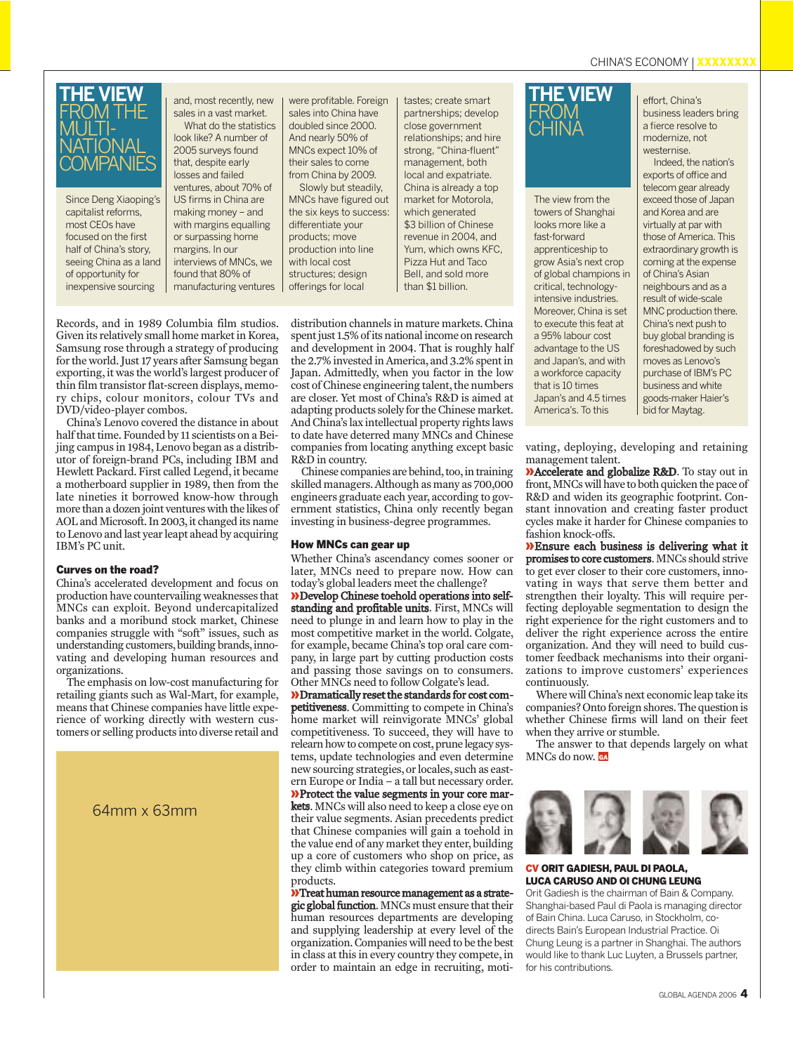## THE VIEW FROM THE MULTI-NATIONAL COMPANIES

Since Deng Xiaoping's capitalist reforms, most CEOs have focused on the first half of China's story, seeing China as a land of opportunity for inexpensive sourcing and, most recently, new sales in a vast market.

What do the statistics look like? A number of 2005 surveys found that, despite early losses and failed ventures, about 70% of US firms in China are making money – and with margins equalling or surpassing home margins. In our interviews of MNCs, we found that 80% of manufacturing ventures were profitable. Foreign sales into China have doubled since 2000. And nearly 50% of MNCs expect 10% of their sales to come from China by 2009.

Slowly but steadily, MNCs have figured out the six keys to success: differentiate your products; move production into line with local cost structures; design offerings for local tastes; create smart partnerships; develop close government relationships; and hire strong, "China-fluent" management, both local and expatriate. China is already a top market for Motorola, which generated $3 billion of Chinese revenue in 2004, and Yum, which owns KFC, Pizza Hut and Taco Bell, and sold more than $1 billion.

Records, and in 1989 Columbia film studios. Given its relatively small home market in Korea, Samsung rose through a strategy of producing for the world. Just 17 years after Samsung began exporting, it was the world's largest producer of thin film transistor flat-screen displays, memory chips, colour monitors, colour TVs and DVD/video-player combos.

China's Lenovo covered the distance in about half that time. Founded by 11 scientists on a Beijing campus in 1984, Lenovo began as a distributor of foreign-brand PCs, including IBM and Hewlett Packard. First called Legend, it became a motherboard supplier in 1989, then from the late nineties it borrowed know-how through more than a dozen joint ventures with the likes of AOL and Microsoft. In 2003, it changed its name to Lenovo and last year leapt ahead by acquiring IBM's PC unit.

### Curves on the road?

China's accelerated development and focus on production have countervailing weaknesses that MNCs can exploit. Beyond undercapitalized banks and a moribund stock market, Chinese companies struggle with "soft" issues, such as understanding customers, building brands, innovating and developing human resources and organizations.

The emphasis on low-cost manufacturing for retailing giants such as Wal-Mart, for example, means that Chinese companies have little experience of working directly with western customers or selling products into diverse retail and distribution channels in mature markets. China spent just 1.5% of its national income on research and development in 2004. That is roughly half the 2.7% invested in America, and 3.2% spent in Japan. Admittedly, when you factor in the low cost of Chinese engineering talent, the numbers are closer. Yet most of China's R&D is aimed at adapting products solely for the Chinese market. And China's lax intellectual property rights laws to date have deterred many MNCs and Chinese companies from locating anything except basic R&D in country.

Chinese companies are behind, too, in training skilled managers. Although as many as 700,000 engineers graduate each year, according to government statistics, China only recently began investing in business-degree programmes.

64mm x 63mm

### How MNCs can gear up

Whether China's ascendancy comes sooner or later, MNCs need to prepare now. How can today's global leaders meet the challenge?

**›› Develop Chinese toehold operations into self-standing and profitable units.** First, MNCs will need to plunge in and learn how to play in the most competitive market in the world. Colgate, for example, became China's top oral care company, in large part by cutting production costs and passing those savings on to consumers. Other MNCs need to follow Colgate's lead.

**›› Dramatically reset the standards for cost competitiveness.** Committing to compete in China's home market will reinvigorate MNCs' global competitiveness. To succeed, they will have to relearn how to compete on cost, prune legacy systems, update technologies and even determine new sourcing strategies, or locales, such as eastern Europe or India – a tall but necessary order.

**›› Protect the value segments in your core markets.** MNCs will also need to keep a close eye on their value segments. Asian precedents predict that Chinese companies will gain a toehold in the value end of any market they enter, building up a core of customers who shop on price, as they climb within categories toward premium products.

**›› Treat human resource management as a strategic global function.** MNCs must ensure that their human resources departments are developing and supplying leadership at every level of the organization. Companies will need to be the best in class at this in every country they compete, in order to maintain an edge in recruiting, motivating, deploying, developing and retaining management talent.

**›› Accelerate and globalize R&D.** To stay out in front, MNCs will have to both quicken the pace of R&D and widen its geographic footprint. Constant innovation and creating faster product cycles make it harder for Chinese companies to fashion knock-offs.

**›› Ensure each business is delivering what it promises to core customers.** MNCs should strive to get ever closer to their core customers, innovating in ways that serve them better and strengthen their loyalty. This will require perfecting deployable segmentation to design the right experience for the right customers and to deliver the right experience across the entire organization. And they will need to build customer feedback mechanisms into their organizations to improve customers' experiences continuously.

Where will China's next economic leap take its companies? Onto foreign shores. The question is whether Chinese firms will land on their feet when they arrive or stumble.

The answer to that depends largely on what MNCs do now.

## THE VIEW FROM CHINA

The view from the towers of Shanghai looks more like a fast-forward apprenticeship to grow Asia's next crop of global champions in critical, technology-intensive industries. Moreover, China is set to execute this feat at a 95% labour cost advantage to the US and Japan's, and with a workforce capacity that is 10 times Japan's and 4.5 times America's. To this effort, China's business leaders bring a fierce resolve to modernize, not westernise.

Indeed, the nation's exports of office and telecom gear already exceed those of Japan and Korea and are virtually at par with those of America. This extraordinary growth is coming at the expense of China's Asian neighbours and as a result of wide-scale MNC production there. China's next push to buy global branding is foreshadowed by such moves as Lenovo's purchase of IBM's PC business and white goods-maker Haier's bid for Maytag.

**CV ORIT GADIESH, PAUL DI PAOLA, LUCA CARUSO AND OI CHUNG LEUNG**

Orit Gadiesh is the chairman of Bain & Company. Shanghai-based Paul di Paola is managing director of Bain China. Luca Caruso, in Stockholm, co-directs Bain's European Industrial Practice. Oi Chung Leung is a partner in Shanghai. The authors would like to thank Luc Luyten, a Brussels partner, for his contributions.